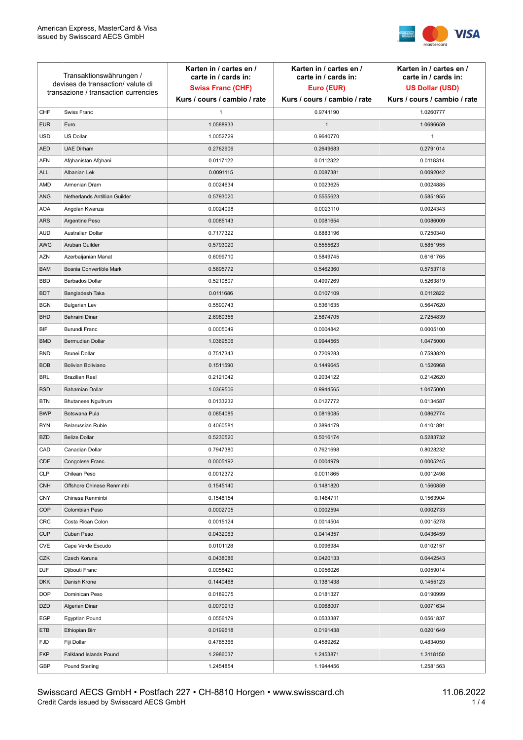American Express, MasterCard & Visa
issued by Swisscard AECS GmbH

| Transaktionswährungen / devises de transaction/ valute di transazione / transaction currencies | | Karten in / cartes en / carte in / cards in: **Swiss Franc (CHF)** Kurs / cours / cambio / rate | Karten in / cartes en / carte in / cards in: **Euro (EUR)** Kurs / cours / cambio / rate | Karten in / cartes en / carte in / cards in: **US Dollar (USD)** Kurs / cours / cambio / rate |
|---|---|---|---|---|
| CHF | Swiss Franc | 1 | 0.9741190 | 1.0260777 |
| EUR | Euro | 1.0588933 | 1 | 1.0696659 |
| USD | US Dollar | 1.0052729 | 0.9640770 | 1 |
| AED | UAE Dirham | 0.2762906 | 0.2649683 | 0.2791014 |
| AFN | Afghanistan Afghani | 0.0117122 | 0.0112322 | 0.0118314 |
| ALL | Albanian Lek | 0.0091115 | 0.0087381 | 0.0092042 |
| AMD | Armenian Dram | 0.0024634 | 0.0023625 | 0.0024885 |
| ANG | Netherlands Antillian Guilder | 0.5793020 | 0.5555623 | 0.5851955 |
| AOA | Angolan Kwanza | 0.0024098 | 0.0023110 | 0.0024343 |
| ARS | Argentine Peso | 0.0085143 | 0.0081654 | 0.0086009 |
| AUD | Australian Dollar | 0.7177322 | 0.6883196 | 0.7250340 |
| AWG | Aruban Guilder | 0.5793020 | 0.5555623 | 0.5851955 |
| AZN | Azerbaijanian Manat | 0.6099710 | 0.5849745 | 0.6161765 |
| BAM | Bosnia Convertible Mark | 0.5695772 | 0.5462360 | 0.5753718 |
| BBD | Barbados Dollar | 0.5210807 | 0.4997269 | 0.5263819 |
| BDT | Bangladesh Taka | 0.0111686 | 0.0107109 | 0.0112822 |
| BGN | Bulgarian Lev | 0.5590743 | 0.5361635 | 0.5647620 |
| BHD | Bahraini Dinar | 2.6980356 | 2.5874705 | 2.7254839 |
| BIF | Burundi Franc | 0.0005049 | 0.0004842 | 0.0005100 |
| BMD | Bermudian Dollar | 1.0369506 | 0.9944565 | 1.0475000 |
| BND | Brunei Dollar | 0.7517343 | 0.7209283 | 0.7593820 |
| BOB | Bolivian Boliviano | 0.1511590 | 0.1449645 | 0.1526968 |
| BRL | Brazilian Real | 0.2121042 | 0.2034122 | 0.2142620 |
| BSD | Bahamian Dollar | 1.0369506 | 0.9944565 | 1.0475000 |
| BTN | Bhutanese Ngultrum | 0.0133232 | 0.0127772 | 0.0134587 |
| BWP | Botswana Pula | 0.0854085 | 0.0819085 | 0.0862774 |
| BYN | Belarussian Ruble | 0.4060581 | 0.3894179 | 0.4101891 |
| BZD | Belize Dollar | 0.5230520 | 0.5016174 | 0.5283732 |
| CAD | Canadian Dollar | 0.7947380 | 0.7621698 | 0.8028232 |
| CDF | Congolese Franc | 0.0005192 | 0.0004979 | 0.0005245 |
| CLP | Chilean Peso | 0.0012372 | 0.0011865 | 0.0012498 |
| CNH | Offshore Chinese Renminbi | 0.1545140 | 0.1481820 | 0.1560859 |
| CNY | Chinese Renminbi | 0.1548154 | 0.1484711 | 0.1563904 |
| COP | Colombian Peso | 0.0002705 | 0.0002594 | 0.0002733 |
| CRC | Costa Rican Colon | 0.0015124 | 0.0014504 | 0.0015278 |
| CUP | Cuban Peso | 0.0432063 | 0.0414357 | 0.0436459 |
| CVE | Cape Verde Escudo | 0.0101128 | 0.0096984 | 0.0102157 |
| CZK | Czech Koruna | 0.0438086 | 0.0420133 | 0.0442543 |
| DJF | Djibouti Franc | 0.0058420 | 0.0056026 | 0.0059014 |
| DKK | Danish Krone | 0.1440468 | 0.1381438 | 0.1455123 |
| DOP | Dominican Peso | 0.0189075 | 0.0181327 | 0.0190999 |
| DZD | Algerian Dinar | 0.0070913 | 0.0068007 | 0.0071634 |
| EGP | Egyptian Pound | 0.0556179 | 0.0533387 | 0.0561837 |
| ETB | Ethiopian Birr | 0.0199618 | 0.0191438 | 0.0201649 |
| FJD | Fiji Dollar | 0.4785366 | 0.4589262 | 0.4834050 |
| FKP | Falkland Islands Pound | 1.2986037 | 1.2453871 | 1.3118150 |
| GBP | Pound Sterling | 1.2454854 | 1.1944456 | 1.2581563 |

Swisscard AECS GmbH • Postfach 227 • CH-8810 Horgen • www.swisscard.ch
Credit Cards issued by Swisscard AECS GmbH

11.06.2022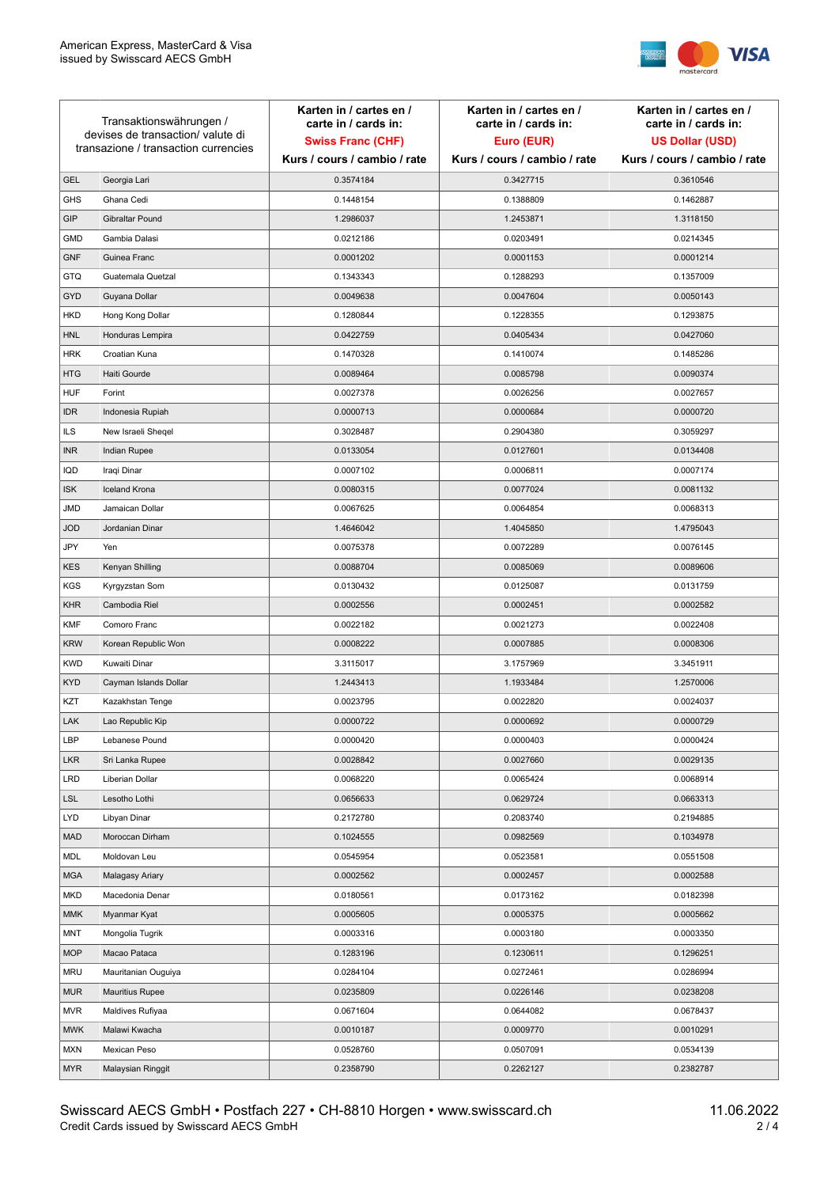| Transaktionswährungen / devises de transaction/ valute di transazione / transaction currencies | | Karten in / cartes en / carte in / cards in: **Swiss Franc (CHF)** Kurs / cours / cambio / rate | Karten in / cartes en / carte in / cards in: **Euro (EUR)** Kurs / cours / cambio / rate | Karten in / cartes en / carte in / cards in: **US Dollar (USD)** Kurs / cours / cambio / rate |
|---|---|---|---|---|
| GEL | Georgia Lari | 0.3574184 | 0.3427715 | 0.3610546 |
| GHS | Ghana Cedi | 0.1448154 | 0.1388809 | 0.1462887 |
| GIP | Gibraltar Pound | 1.2986037 | 1.2453871 | 1.3118150 |
| GMD | Gambia Dalasi | 0.0212186 | 0.0203491 | 0.0214345 |
| GNF | Guinea Franc | 0.0001202 | 0.0001153 | 0.0001214 |
| GTQ | Guatemala Quetzal | 0.1343343 | 0.1288293 | 0.1357009 |
| GYD | Guyana Dollar | 0.0049638 | 0.0047604 | 0.0050143 |
| HKD | Hong Kong Dollar | 0.1280844 | 0.1228355 | 0.1293875 |
| HNL | Honduras Lempira | 0.0422759 | 0.0405434 | 0.0427060 |
| HRK | Croatian Kuna | 0.1470328 | 0.1410074 | 0.1485286 |
| HTG | Haiti Gourde | 0.0089464 | 0.0085798 | 0.0090374 |
| HUF | Forint | 0.0027378 | 0.0026256 | 0.0027657 |
| IDR | Indonesia Rupiah | 0.0000713 | 0.0000684 | 0.0000720 |
| ILS | New Israeli Sheqel | 0.3028487 | 0.2904380 | 0.3059297 |
| INR | Indian Rupee | 0.0133054 | 0.0127601 | 0.0134408 |
| IQD | Iraqi Dinar | 0.0007102 | 0.0006811 | 0.0007174 |
| ISK | Iceland Krona | 0.0080315 | 0.0077024 | 0.0081132 |
| JMD | Jamaican Dollar | 0.0067625 | 0.0064854 | 0.0068313 |
| JOD | Jordanian Dinar | 1.4646042 | 1.4045850 | 1.4795043 |
| JPY | Yen | 0.0075378 | 0.0072289 | 0.0076145 |
| KES | Kenyan Shilling | 0.0088704 | 0.0085069 | 0.0089606 |
| KGS | Kyrgyzstan Som | 0.0130432 | 0.0125087 | 0.0131759 |
| KHR | Cambodia Riel | 0.0002556 | 0.0002451 | 0.0002582 |
| KMF | Comoro Franc | 0.0022182 | 0.0021273 | 0.0022408 |
| KRW | Korean Republic Won | 0.0008222 | 0.0007885 | 0.0008306 |
| KWD | Kuwaiti Dinar | 3.3115017 | 3.1757969 | 3.3451911 |
| KYD | Cayman Islands Dollar | 1.2443413 | 1.1933484 | 1.2570006 |
| KZT | Kazakhstan Tenge | 0.0023795 | 0.0022820 | 0.0024037 |
| LAK | Lao Republic Kip | 0.0000722 | 0.0000692 | 0.0000729 |
| LBP | Lebanese Pound | 0.0000420 | 0.0000403 | 0.0000424 |
| LKR | Sri Lanka Rupee | 0.0028842 | 0.0027660 | 0.0029135 |
| LRD | Liberian Dollar | 0.0068220 | 0.0065424 | 0.0068914 |
| LSL | Lesotho Lothi | 0.0656633 | 0.0629724 | 0.0663313 |
| LYD | Libyan Dinar | 0.2172780 | 0.2083740 | 0.2194885 |
| MAD | Moroccan Dirham | 0.1024555 | 0.0982569 | 0.1034978 |
| MDL | Moldovan Leu | 0.0545954 | 0.0523581 | 0.0551508 |
| MGA | Malagasy Ariary | 0.0002562 | 0.0002457 | 0.0002588 |
| MKD | Macedonia Denar | 0.0180561 | 0.0173162 | 0.0182398 |
| MMK | Myanmar Kyat | 0.0005605 | 0.0005375 | 0.0005662 |
| MNT | Mongolia Tugrik | 0.0003316 | 0.0003180 | 0.0003350 |
| MOP | Macao Pataca | 0.1283196 | 0.1230611 | 0.1296251 |
| MRU | Mauritanian Ouguiya | 0.0284104 | 0.0272461 | 0.0286994 |
| MUR | Mauritius Rupee | 0.0235809 | 0.0226146 | 0.0238208 |
| MVR | Maldives Rufiyaa | 0.0671604 | 0.0644082 | 0.0678437 |
| MWK | Malawi Kwacha | 0.0010187 | 0.0009770 | 0.0010291 |
| MXN | Mexican Peso | 0.0528760 | 0.0507091 | 0.0534139 |
| MYR | Malaysian Ringgit | 0.2358790 | 0.2262127 | 0.2382787 |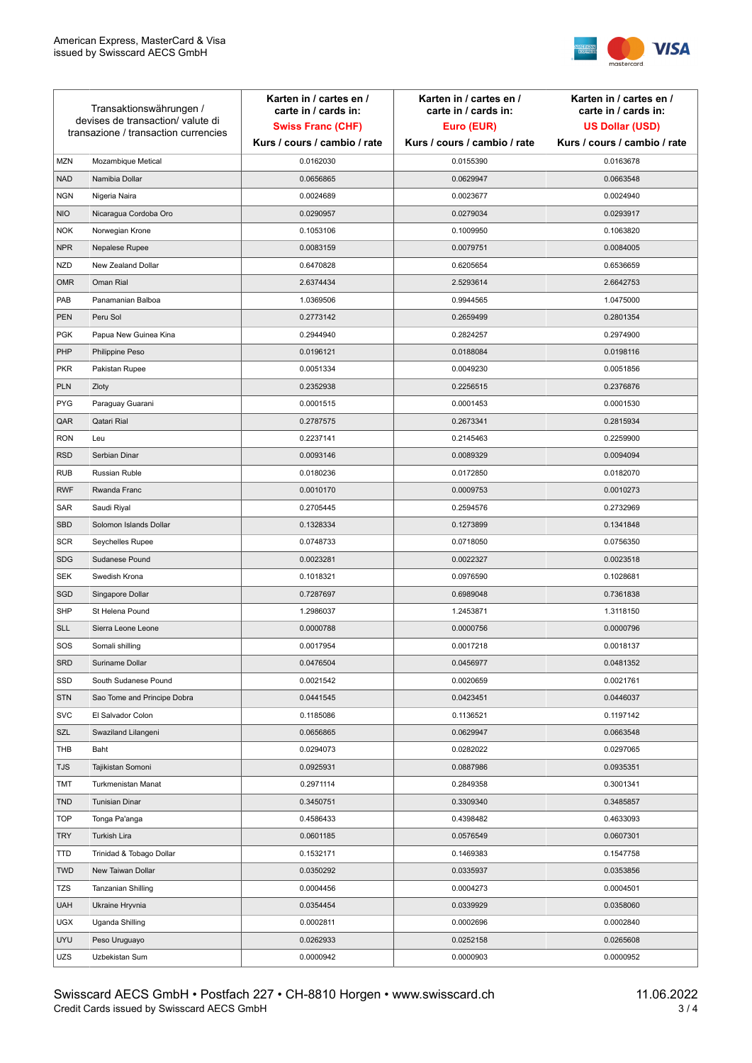| Transaktionswährungen / devises de transaction/ valute di transazione / transaction currencies | | Karten in / cartes en / carte in / cards in: **Swiss Franc (CHF)** Kurs / cours / cambio / rate | Karten in / cartes en / carte in / cards in: **Euro (EUR)** Kurs / cours / cambio / rate | Karten in / cartes en / carte in / cards in: **US Dollar (USD)** Kurs / cours / cambio / rate |
|---|---|---|---|---|
| MZN | Mozambique Metical | 0.0162030 | 0.0155390 | 0.0163678 |
| NAD | Namibia Dollar | 0.0656865 | 0.0629947 | 0.0663548 |
| NGN | Nigeria Naira | 0.0024689 | 0.0023677 | 0.0024940 |
| NIO | Nicaragua Cordoba Oro | 0.0290957 | 0.0279034 | 0.0293917 |
| NOK | Norwegian Krone | 0.1053106 | 0.1009950 | 0.1063820 |
| NPR | Nepalese Rupee | 0.0083159 | 0.0079751 | 0.0084005 |
| NZD | New Zealand Dollar | 0.6470828 | 0.6205654 | 0.6536659 |
| OMR | Oman Rial | 2.6374434 | 2.5293614 | 2.6642753 |
| PAB | Panamanian Balboa | 1.0369506 | 0.9944565 | 1.0475000 |
| PEN | Peru Sol | 0.2773142 | 0.2659499 | 0.2801354 |
| PGK | Papua New Guinea Kina | 0.2944940 | 0.2824257 | 0.2974900 |
| PHP | Philippine Peso | 0.0196121 | 0.0188084 | 0.0198116 |
| PKR | Pakistan Rupee | 0.0051334 | 0.0049230 | 0.0051856 |
| PLN | Zloty | 0.2352938 | 0.2256515 | 0.2376876 |
| PYG | Paraguay Guarani | 0.0001515 | 0.0001453 | 0.0001530 |
| QAR | Qatari Rial | 0.2787575 | 0.2673341 | 0.2815934 |
| RON | Leu | 0.2237141 | 0.2145463 | 0.2259900 |
| RSD | Serbian Dinar | 0.0093146 | 0.0089329 | 0.0094094 |
| RUB | Russian Ruble | 0.0180236 | 0.0172850 | 0.0182070 |
| RWF | Rwanda Franc | 0.0010170 | 0.0009753 | 0.0010273 |
| SAR | Saudi Riyal | 0.2705445 | 0.2594576 | 0.2732969 |
| SBD | Solomon Islands Dollar | 0.1328334 | 0.1273899 | 0.1341848 |
| SCR | Seychelles Rupee | 0.0748733 | 0.0718050 | 0.0756350 |
| SDG | Sudanese Pound | 0.0023281 | 0.0022327 | 0.0023518 |
| SEK | Swedish Krona | 0.1018321 | 0.0976590 | 0.1028681 |
| SGD | Singapore Dollar | 0.7287697 | 0.6989048 | 0.7361838 |
| SHP | St Helena Pound | 1.2986037 | 1.2453871 | 1.3118150 |
| SLL | Sierra Leone Leone | 0.0000788 | 0.0000756 | 0.0000796 |
| SOS | Somali shilling | 0.0017954 | 0.0017218 | 0.0018137 |
| SRD | Suriname Dollar | 0.0476504 | 0.0456977 | 0.0481352 |
| SSD | South Sudanese Pound | 0.0021542 | 0.0020659 | 0.0021761 |
| STN | Sao Tome and Principe Dobra | 0.0441545 | 0.0423451 | 0.0446037 |
| SVC | El Salvador Colon | 0.1185086 | 0.1136521 | 0.1197142 |
| SZL | Swaziland Lilangeni | 0.0656865 | 0.0629947 | 0.0663548 |
| THB | Baht | 0.0294073 | 0.0282022 | 0.0297065 |
| TJS | Tajikistan Somoni | 0.0925931 | 0.0887986 | 0.0935351 |
| TMT | Turkmenistan Manat | 0.2971114 | 0.2849358 | 0.3001341 |
| TND | Tunisian Dinar | 0.3450751 | 0.3309340 | 0.3485857 |
| TOP | Tonga Pa'anga | 0.4586433 | 0.4398482 | 0.4633093 |
| TRY | Turkish Lira | 0.0601185 | 0.0576549 | 0.0607301 |
| TTD | Trinidad & Tobago Dollar | 0.1532171 | 0.1469383 | 0.1547758 |
| TWD | New Taiwan Dollar | 0.0350292 | 0.0335937 | 0.0353856 |
| TZS | Tanzanian Shilling | 0.0004456 | 0.0004273 | 0.0004501 |
| UAH | Ukraine Hryvnia | 0.0354454 | 0.0339929 | 0.0358060 |
| UGX | Uganda Shilling | 0.0002811 | 0.0002696 | 0.0002840 |
| UYU | Peso Uruguayo | 0.0262933 | 0.0252158 | 0.0265608 |
| UZS | Uzbekistan Sum | 0.0000942 | 0.0000903 | 0.0000952 |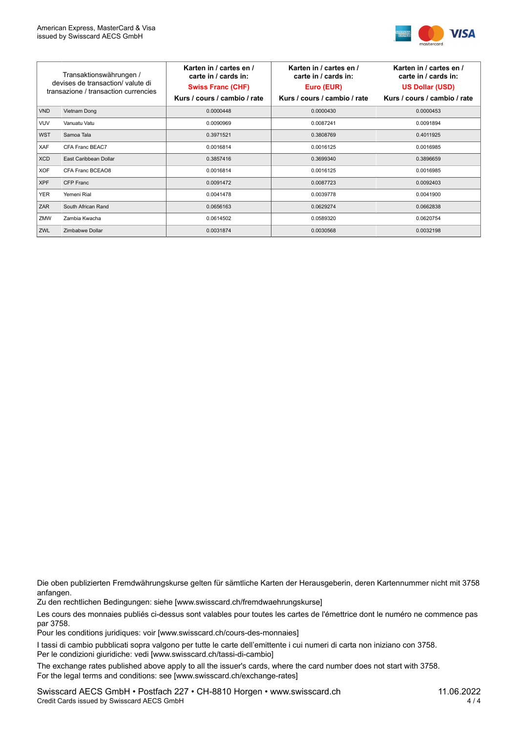| Transaktionswährungen / devises de transaction/ valute di transazione / transaction currencies | | Karten in / cartes en / carte in / cards in: **Swiss Franc (CHF)** Kurs / cours / cambio / rate | Karten in / cartes en / carte in / cards in: **Euro (EUR)** Kurs / cours / cambio / rate | Karten in / cartes en / carte in / cards in: **US Dollar (USD)** Kurs / cours / cambio / rate |
|---|---|---|---|---|
| VND | Vietnam Dong | 0.0000448 | 0.0000430 | 0.0000453 |
| VUV | Vanuatu Vatu | 0.0090969 | 0.0087241 | 0.0091894 |
| WST | Samoa Tala | 0.3971521 | 0.3808769 | 0.4011925 |
| XAF | CFA Franc BEAC7 | 0.0016814 | 0.0016125 | 0.0016985 |
| XCD | East Caribbean Dollar | 0.3857416 | 0.3699340 | 0.3896659 |
| XOF | CFA Franc BCEAO8 | 0.0016814 | 0.0016125 | 0.0016985 |
| XPF | CFP Franc | 0.0091472 | 0.0087723 | 0.0092403 |
| YER | Yemeni Rial | 0.0041478 | 0.0039778 | 0.0041900 |
| ZAR | South African Rand | 0.0656163 | 0.0629274 | 0.0662838 |
| ZMW | Zambia Kwacha | 0.0614502 | 0.0589320 | 0.0620754 |
| ZWL | Zimbabwe Dollar | 0.0031874 | 0.0030568 | 0.0032198 |

Die oben publizierten Fremdwährungskurse gelten für sämtliche Karten der Herausgeberin, deren Kartennummer nicht mit 3758 anfangen.
Zu den rechtlichen Bedingungen: siehe [www.swisscard.ch/fremdwaehrungskurse]

Les cours des monnaies publiés ci-dessus sont valables pour toutes les cartes de l'émettrice dont le numéro ne commence pas par 3758.
Pour les conditions juridiques: voir [www.swisscard.ch/cours-des-monnaies]

I tassi di cambio pubblicati sopra valgono per tutte le carte dell'emittente i cui numeri di carta non iniziano con 3758.
Per le condizioni giuridiche: vedi [www.swisscard.ch/tassi-di-cambio]

The exchange rates published above apply to all the issuer's cards, where the card number does not start with 3758.
For the legal terms and conditions: see [www.swisscard.ch/exchange-rates]

Swisscard AECS GmbH • Postfach 227 • CH-8810 Horgen • www.swisscard.ch
Credit Cards issued by Swisscard AECS GmbH

11.06.2022